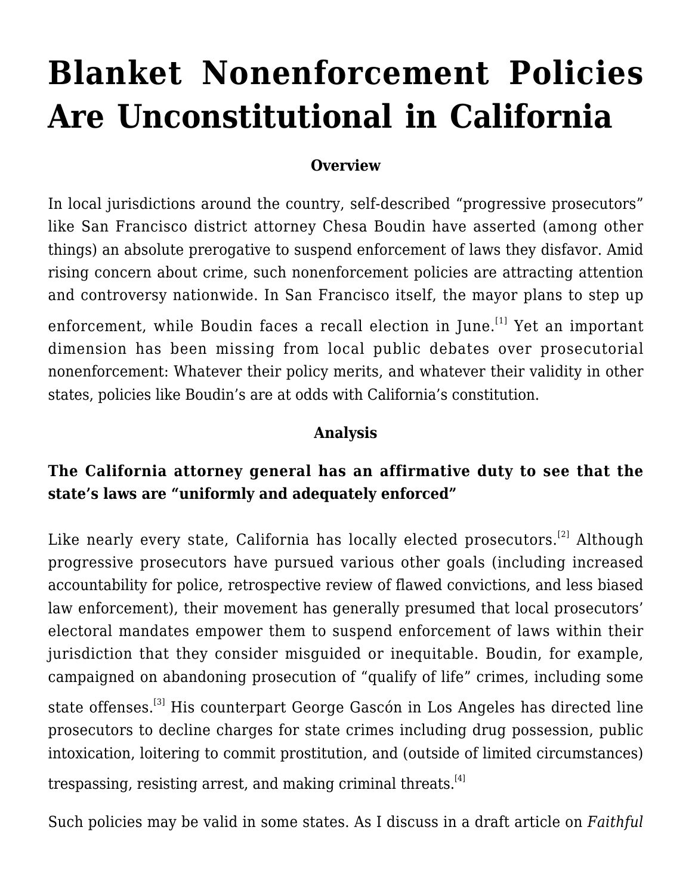# Blanket Nonenforcement Policies Are Unconstitutional in California

**Overview**

In local jurisdictions around the country, self-described "progressive prosecutors" like San Francisco district attorney Chesa Boudin have asserted (among other things) an absolute prerogative to suspend enforcement of laws they disfavor. Amid rising concern about crime, such nonenforcement policies are attracting attention and controversy nationwide. In San Francisco itself, the mayor plans to step up enforcement, while Boudin faces a recall election in June.[1] Yet an important dimension has been missing from local public debates over prosecutorial nonenforcement: Whatever their policy merits, and whatever their validity in other states, policies like Boudin's are at odds with California's constitution.

**Analysis**

### The California attorney general has an affirmative duty to see that the state's laws are "uniformly and adequately enforced"

Like nearly every state, California has locally elected prosecutors.[2] Although progressive prosecutors have pursued various other goals (including increased accountability for police, retrospective review of flawed convictions, and less biased law enforcement), their movement has generally presumed that local prosecutors' electoral mandates empower them to suspend enforcement of laws within their jurisdiction that they consider misguided or inequitable. Boudin, for example, campaigned on abandoning prosecution of "qualify of life" crimes, including some state offenses.[3] His counterpart George Gascón in Los Angeles has directed line prosecutors to decline charges for state crimes including drug possession, public intoxication, loitering to commit prostitution, and (outside of limited circumstances) trespassing, resisting arrest, and making criminal threats.[4]

Such policies may be valid in some states. As I discuss in a draft article on *Faithful*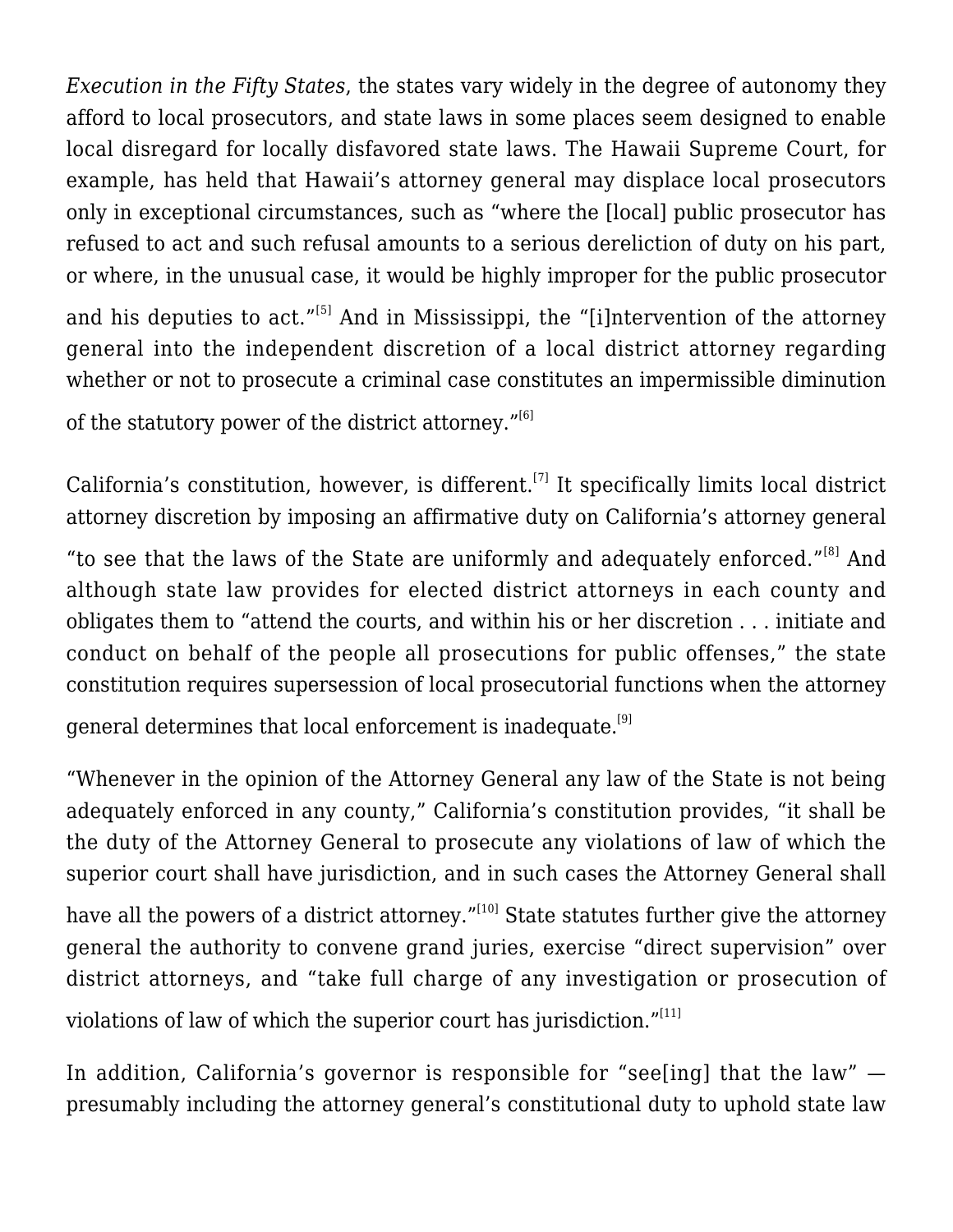*Execution in the Fifty States*, the states vary widely in the degree of autonomy they afford to local prosecutors, and state laws in some places seem designed to enable local disregard for locally disfavored state laws. The Hawaii Supreme Court, for example, has held that Hawaii's attorney general may displace local prosecutors only in exceptional circumstances, such as "where the [local] public prosecutor has refused to act and such refusal amounts to a serious dereliction of duty on his part, or where, in the unusual case, it would be highly improper for the public prosecutor and his deputies to act."[5] And in Mississippi, the "[i]ntervention of the attorney general into the independent discretion of a local district attorney regarding whether or not to prosecute a criminal case constitutes an impermissible diminution of the statutory power of the district attorney."[6]

California's constitution, however, is different.[7] It specifically limits local district attorney discretion by imposing an affirmative duty on California's attorney general "to see that the laws of the State are uniformly and adequately enforced."[8] And although state law provides for elected district attorneys in each county and obligates them to "attend the courts, and within his or her discretion . . . initiate and conduct on behalf of the people all prosecutions for public offenses," the state constitution requires supersession of local prosecutorial functions when the attorney general determines that local enforcement is inadequate.[9]

"Whenever in the opinion of the Attorney General any law of the State is not being adequately enforced in any county," California's constitution provides, "it shall be the duty of the Attorney General to prosecute any violations of law of which the superior court shall have jurisdiction, and in such cases the Attorney General shall have all the powers of a district attorney."[10] State statutes further give the attorney general the authority to convene grand juries, exercise "direct supervision" over district attorneys, and "take full charge of any investigation or prosecution of violations of law of which the superior court has jurisdiction."[11]

In addition, California's governor is responsible for "see[ing] that the law" — presumably including the attorney general's constitutional duty to uphold state law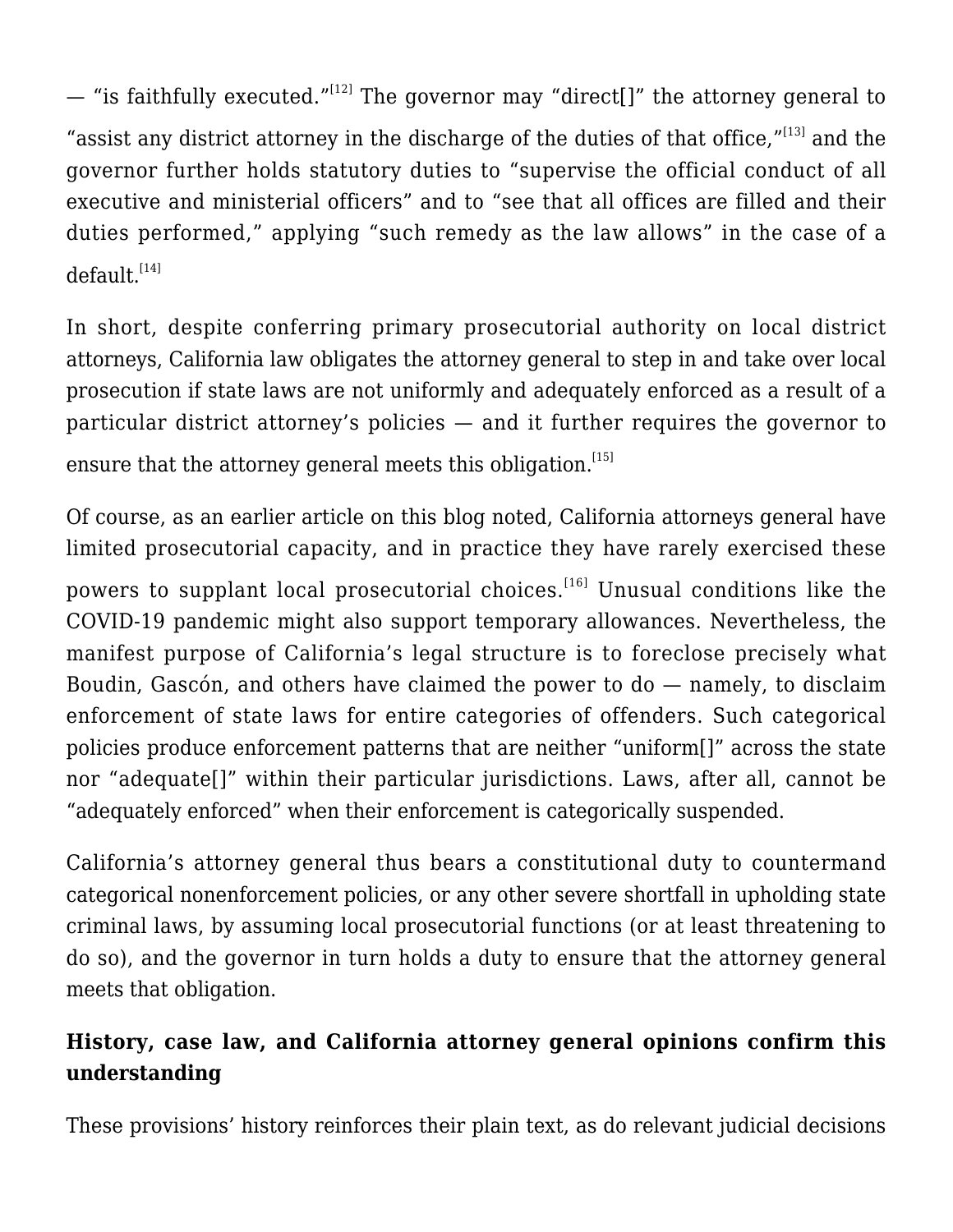— "is faithfully executed."[12] The governor may "direct[]" the attorney general to "assist any district attorney in the discharge of the duties of that office,"[13] and the governor further holds statutory duties to "supervise the official conduct of all executive and ministerial officers" and to "see that all offices are filled and their duties performed," applying "such remedy as the law allows" in the case of a default.[14]

In short, despite conferring primary prosecutorial authority on local district attorneys, California law obligates the attorney general to step in and take over local prosecution if state laws are not uniformly and adequately enforced as a result of a particular district attorney's policies — and it further requires the governor to ensure that the attorney general meets this obligation.[15]

Of course, as an earlier article on this blog noted, California attorneys general have limited prosecutorial capacity, and in practice they have rarely exercised these powers to supplant local prosecutorial choices.[16] Unusual conditions like the COVID-19 pandemic might also support temporary allowances. Nevertheless, the manifest purpose of California's legal structure is to foreclose precisely what Boudin, Gascón, and others have claimed the power to do — namely, to disclaim enforcement of state laws for entire categories of offenders. Such categorical policies produce enforcement patterns that are neither "uniform[]" across the state nor "adequate[]" within their particular jurisdictions. Laws, after all, cannot be "adequately enforced" when their enforcement is categorically suspended.

California's attorney general thus bears a constitutional duty to countermand categorical nonenforcement policies, or any other severe shortfall in upholding state criminal laws, by assuming local prosecutorial functions (or at least threatening to do so), and the governor in turn holds a duty to ensure that the attorney general meets that obligation.

**History, case law, and California attorney general opinions confirm this understanding**

These provisions' history reinforces their plain text, as do relevant judicial decisions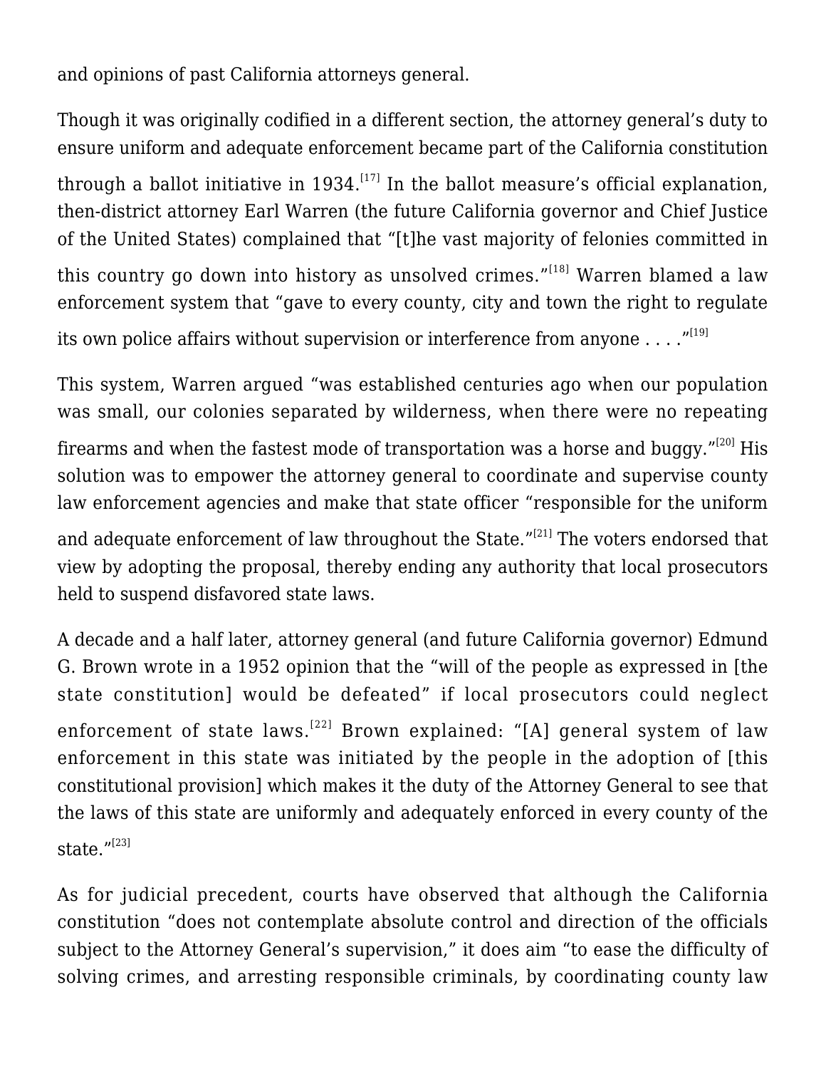and opinions of past California attorneys general.

Though it was originally codified in a different section, the attorney general's duty to ensure uniform and adequate enforcement became part of the California constitution through a ballot initiative in 1934.[17] In the ballot measure's official explanation, then-district attorney Earl Warren (the future California governor and Chief Justice of the United States) complained that "[t]he vast majority of felonies committed in this country go down into history as unsolved crimes."[18] Warren blamed a law enforcement system that "gave to every county, city and town the right to regulate its own police affairs without supervision or interference from anyone . . . ."[19]

This system, Warren argued "was established centuries ago when our population was small, our colonies separated by wilderness, when there were no repeating firearms and when the fastest mode of transportation was a horse and buggy."[20] His solution was to empower the attorney general to coordinate and supervise county law enforcement agencies and make that state officer "responsible for the uniform and adequate enforcement of law throughout the State."[21] The voters endorsed that view by adopting the proposal, thereby ending any authority that local prosecutors held to suspend disfavored state laws.

A decade and a half later, attorney general (and future California governor) Edmund G. Brown wrote in a 1952 opinion that the "will of the people as expressed in [the state constitution] would be defeated" if local prosecutors could neglect enforcement of state laws.[22] Brown explained: "[A] general system of law enforcement in this state was initiated by the people in the adoption of [this constitutional provision] which makes it the duty of the Attorney General to see that the laws of this state are uniformly and adequately enforced in every county of the state."[23]

As for judicial precedent, courts have observed that although the California constitution "does not contemplate absolute control and direction of the officials subject to the Attorney General's supervision," it does aim "to ease the difficulty of solving crimes, and arresting responsible criminals, by coordinating county law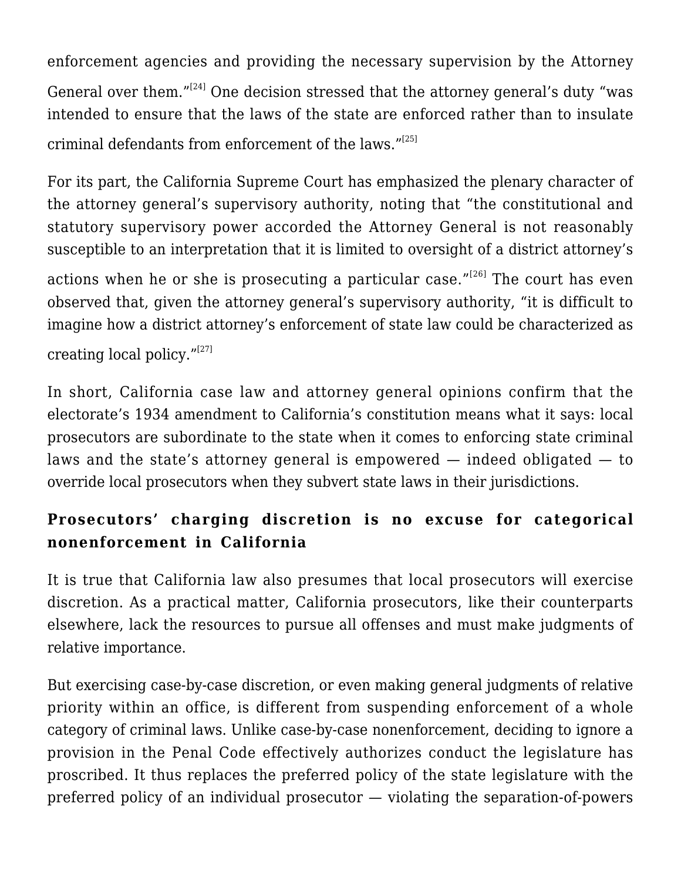enforcement agencies and providing the necessary supervision by the Attorney General over them."[24] One decision stressed that the attorney general's duty "was intended to ensure that the laws of the state are enforced rather than to insulate criminal defendants from enforcement of the laws."[25]

For its part, the California Supreme Court has emphasized the plenary character of the attorney general's supervisory authority, noting that "the constitutional and statutory supervisory power accorded the Attorney General is not reasonably susceptible to an interpretation that it is limited to oversight of a district attorney's actions when he or she is prosecuting a particular case."[26] The court has even observed that, given the attorney general's supervisory authority, "it is difficult to imagine how a district attorney's enforcement of state law could be characterized as creating local policy."[27]

In short, California case law and attorney general opinions confirm that the electorate's 1934 amendment to California's constitution means what it says: local prosecutors are subordinate to the state when it comes to enforcing state criminal laws and the state's attorney general is empowered — indeed obligated — to override local prosecutors when they subvert state laws in their jurisdictions.

### Prosecutors' charging discretion is no excuse for categorical nonenforcement in California

It is true that California law also presumes that local prosecutors will exercise discretion. As a practical matter, California prosecutors, like their counterparts elsewhere, lack the resources to pursue all offenses and must make judgments of relative importance.

But exercising case-by-case discretion, or even making general judgments of relative priority within an office, is different from suspending enforcement of a whole category of criminal laws. Unlike case-by-case nonenforcement, deciding to ignore a provision in the Penal Code effectively authorizes conduct the legislature has proscribed. It thus replaces the preferred policy of the state legislature with the preferred policy of an individual prosecutor — violating the separation-of-powers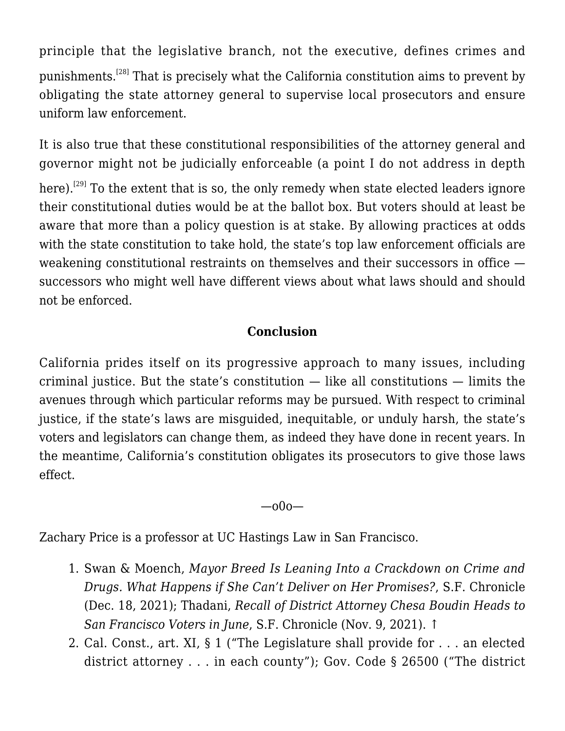principle that the legislative branch, not the executive, defines crimes and punishments.[28] That is precisely what the California constitution aims to prevent by obligating the state attorney general to supervise local prosecutors and ensure uniform law enforcement.

It is also true that these constitutional responsibilities of the attorney general and governor might not be judicially enforceable (a point I do not address in depth here).[29] To the extent that is so, the only remedy when state elected leaders ignore their constitutional duties would be at the ballot box. But voters should at least be aware that more than a policy question is at stake. By allowing practices at odds with the state constitution to take hold, the state's top law enforcement officials are weakening constitutional restraints on themselves and their successors in office — successors who might well have different views about what laws should and should not be enforced.

### Conclusion

California prides itself on its progressive approach to many issues, including criminal justice. But the state's constitution — like all constitutions — limits the avenues through which particular reforms may be pursued. With respect to criminal justice, if the state's laws are misguided, inequitable, or unduly harsh, the state's voters and legislators can change them, as indeed they have done in recent years. In the meantime, California's constitution obligates its prosecutors to give those laws effect.

—o0o—

Zachary Price is a professor at UC Hastings Law in San Francisco.

1. Swan & Moench, *Mayor Breed Is Leaning Into a Crackdown on Crime and Drugs. What Happens if She Can't Deliver on Her Promises?*, S.F. Chronicle (Dec. 18, 2021); Thadani, *Recall of District Attorney Chesa Boudin Heads to San Francisco Voters in June*, S.F. Chronicle (Nov. 9, 2021). ↑
2. Cal. Const., art. XI, § 1 ("The Legislature shall provide for . . . an elected district attorney . . . in each county"); Gov. Code § 26500 ("The district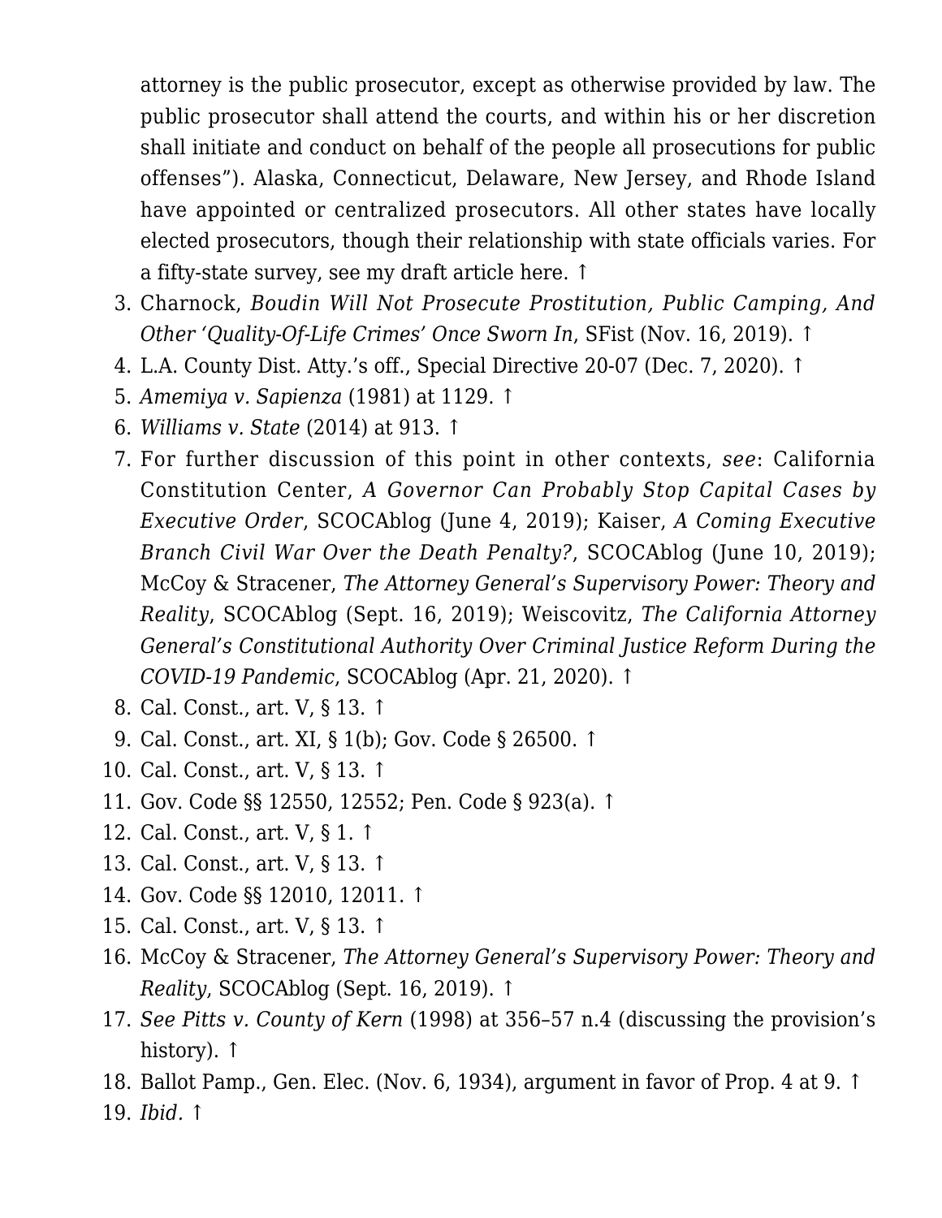attorney is the public prosecutor, except as otherwise provided by law. The public prosecutor shall attend the courts, and within his or her discretion shall initiate and conduct on behalf of the people all prosecutions for public offenses"). Alaska, Connecticut, Delaware, New Jersey, and Rhode Island have appointed or centralized prosecutors. All other states have locally elected prosecutors, though their relationship with state officials varies. For a fifty-state survey, see my draft article here. ↑

3. Charnock, *Boudin Will Not Prosecute Prostitution, Public Camping, And Other 'Quality-Of-Life Crimes' Once Sworn In*, SFist (Nov. 16, 2019). ↑
4. L.A. County Dist. Atty.'s off., Special Directive 20-07 (Dec. 7, 2020). ↑
5. *Amemiya v. Sapienza* (1981) at 1129. ↑
6. *Williams v. State* (2014) at 913. ↑
7. For further discussion of this point in other contexts, *see*: California Constitution Center, *A Governor Can Probably Stop Capital Cases by Executive Order*, SCOCAblog (June 4, 2019); Kaiser, *A Coming Executive Branch Civil War Over the Death Penalty?*, SCOCAblog (June 10, 2019); McCoy & Stracener, *The Attorney General's Supervisory Power: Theory and Reality*, SCOCAblog (Sept. 16, 2019); Weiscovitz, *The California Attorney General's Constitutional Authority Over Criminal Justice Reform During the COVID-19 Pandemic*, SCOCAblog (Apr. 21, 2020). ↑
8. Cal. Const., art. V, § 13. ↑
9. Cal. Const., art. XI, § 1(b); Gov. Code § 26500. ↑
10. Cal. Const., art. V, § 13. ↑
11. Gov. Code §§ 12550, 12552; Pen. Code § 923(a). ↑
12. Cal. Const., art. V, § 1. ↑
13. Cal. Const., art. V, § 13. ↑
14. Gov. Code §§ 12010, 12011. ↑
15. Cal. Const., art. V, § 13. ↑
16. McCoy & Stracener, *The Attorney General's Supervisory Power: Theory and Reality*, SCOCAblog (Sept. 16, 2019). ↑
17. *See Pitts v. County of Kern* (1998) at 356–57 n.4 (discussing the provision's history). ↑
18. Ballot Pamp., Gen. Elec. (Nov. 6, 1934), argument in favor of Prop. 4 at 9. ↑
19. *Ibid*. ↑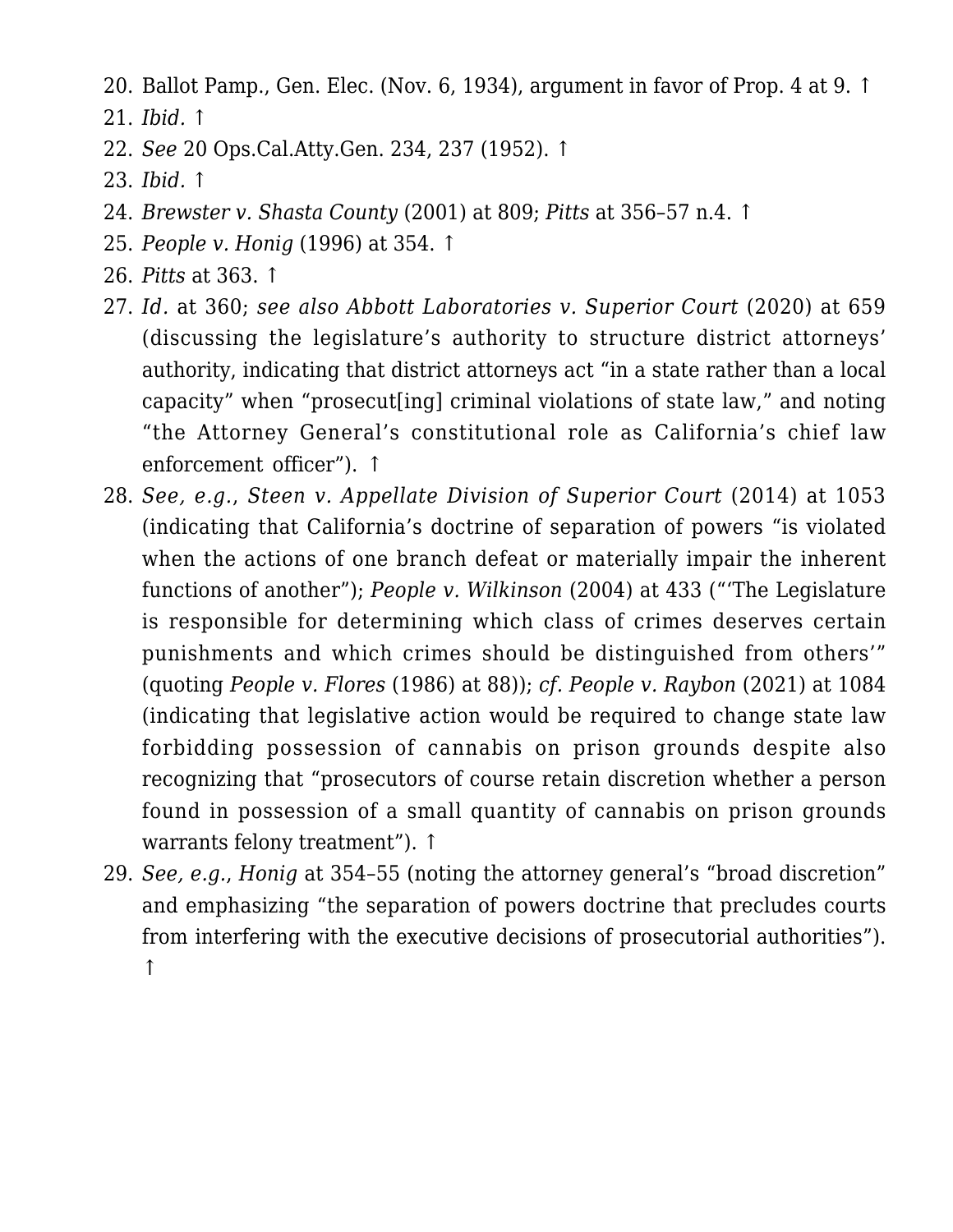20. Ballot Pamp., Gen. Elec. (Nov. 6, 1934), argument in favor of Prop. 4 at 9. ↑
21. *Ibid.* ↑
22. *See* 20 Ops.Cal.Atty.Gen. 234, 237 (1952). ↑
23. *Ibid.* ↑
24. *Brewster v. Shasta County* (2001) at 809; *Pitts* at 356–57 n.4. ↑
25. *People v. Honig* (1996) at 354. ↑
26. *Pitts* at 363. ↑
27. *Id.* at 360; *see also Abbott Laboratories v. Superior Court* (2020) at 659 (discussing the legislature's authority to structure district attorneys' authority, indicating that district attorneys act "in a state rather than a local capacity" when "prosecut[ing] criminal violations of state law," and noting "the Attorney General's constitutional role as California's chief law enforcement officer"). ↑
28. *See, e.g., Steen v. Appellate Division of Superior Court* (2014) at 1053 (indicating that California's doctrine of separation of powers "is violated when the actions of one branch defeat or materially impair the inherent functions of another"); *People v. Wilkinson* (2004) at 433 ("'The Legislature is responsible for determining which class of crimes deserves certain punishments and which crimes should be distinguished from others'" (quoting *People v. Flores* (1986) at 88)); *cf. People v. Raybon* (2021) at 1084 (indicating that legislative action would be required to change state law forbidding possession of cannabis on prison grounds despite also recognizing that "prosecutors of course retain discretion whether a person found in possession of a small quantity of cannabis on prison grounds warrants felony treatment"). ↑
29. *See, e.g., Honig* at 354–55 (noting the attorney general's "broad discretion" and emphasizing "the separation of powers doctrine that precludes courts from interfering with the executive decisions of prosecutorial authorities"). ↑